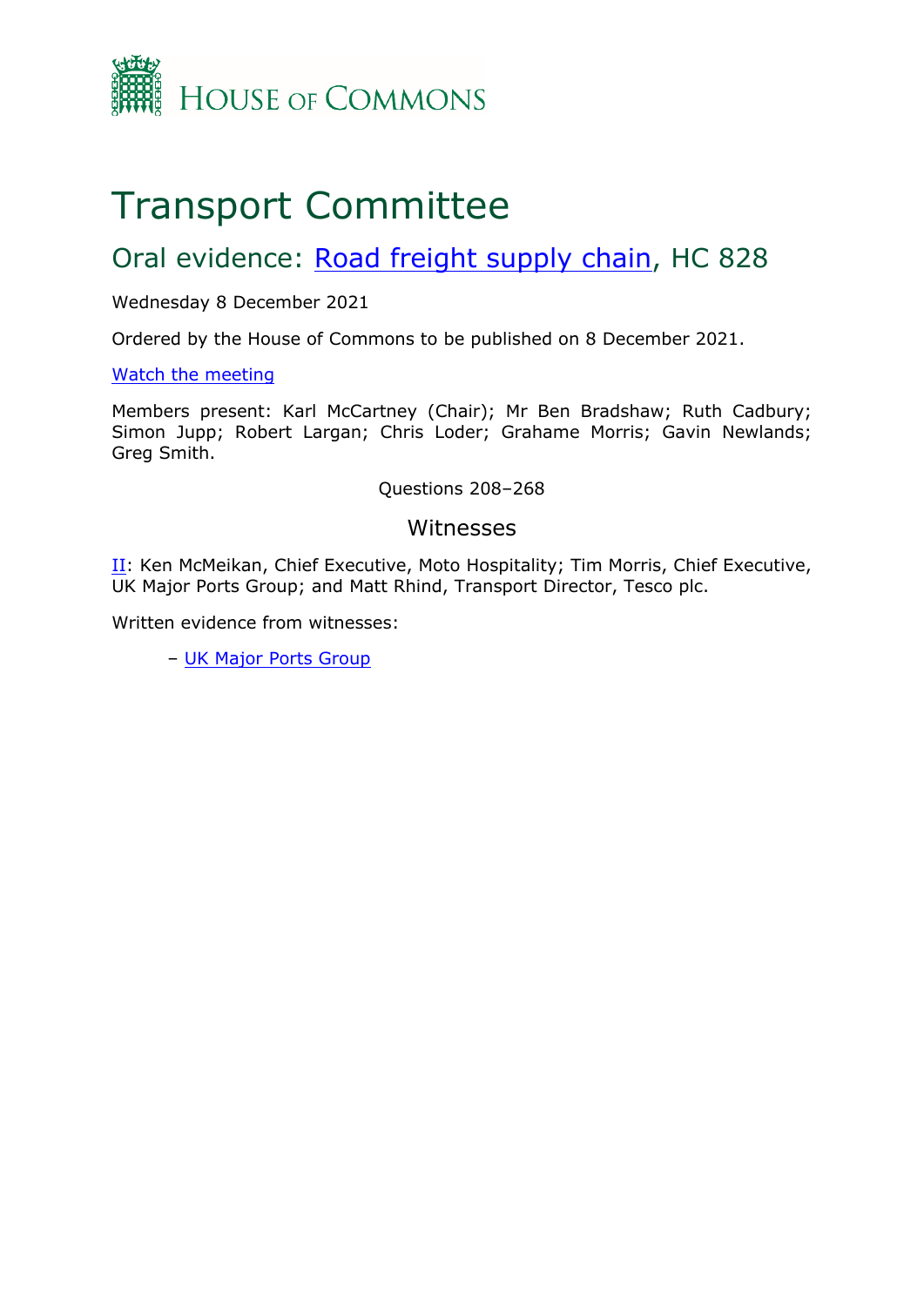HOUSE OF COMMONS

# Transport Committee

## Oral evidence: [Road freight supply chain](), HC 828

Wednesday 8 December 2021

Ordered by the House of Commons to be published on 8 December 2021.

[Watch the meeting]()

Members present: Karl McCartney (Chair); Mr Ben Bradshaw; Ruth Cadbury; Simon Jupp; Robert Largan; Chris Loder; Grahame Morris; Gavin Newlands; Greg Smith.

Questions 208–268

### Witnesses

[II](): Ken McMeikan, Chief Executive, Moto Hospitality; Tim Morris, Chief Executive, UK Major Ports Group; and Matt Rhind, Transport Director, Tesco plc.

Written evidence from witnesses:

– [UK Major Ports Group]()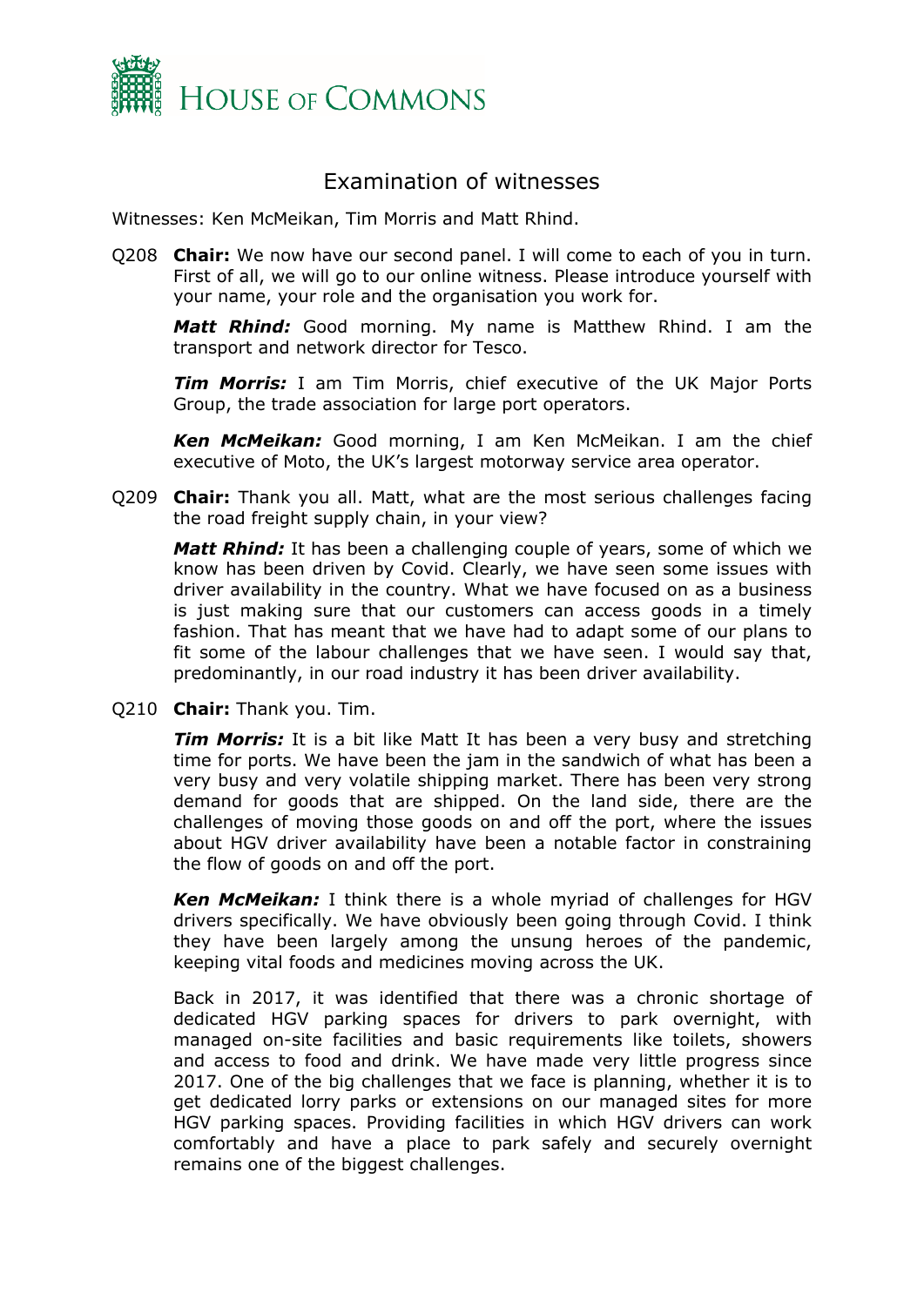# Examination of witnesses

Witnesses: Ken McMeikan, Tim Morris and Matt Rhind.

Q208 **Chair:** We now have our second panel. I will come to each of you in turn. First of all, we will go to our online witness. Please introduce yourself with your name, your role and the organisation you work for.

***Matt Rhind:*** Good morning. My name is Matthew Rhind. I am the transport and network director for Tesco.

***Tim Morris:*** I am Tim Morris, chief executive of the UK Major Ports Group, the trade association for large port operators.

***Ken McMeikan:*** Good morning, I am Ken McMeikan. I am the chief executive of Moto, the UK's largest motorway service area operator.

Q209 **Chair:** Thank you all. Matt, what are the most serious challenges facing the road freight supply chain, in your view?

***Matt Rhind:*** It has been a challenging couple of years, some of which we know has been driven by Covid. Clearly, we have seen some issues with driver availability in the country. What we have focused on as a business is just making sure that our customers can access goods in a timely fashion. That has meant that we have had to adapt some of our plans to fit some of the labour challenges that we have seen. I would say that, predominantly, in our road industry it has been driver availability.

Q210 **Chair:** Thank you. Tim.

***Tim Morris:*** It is a bit like Matt It has been a very busy and stretching time for ports. We have been the jam in the sandwich of what has been a very busy and very volatile shipping market. There has been very strong demand for goods that are shipped. On the land side, there are the challenges of moving those goods on and off the port, where the issues about HGV driver availability have been a notable factor in constraining the flow of goods on and off the port.

***Ken McMeikan:*** I think there is a whole myriad of challenges for HGV drivers specifically. We have obviously been going through Covid. I think they have been largely among the unsung heroes of the pandemic, keeping vital foods and medicines moving across the UK.

Back in 2017, it was identified that there was a chronic shortage of dedicated HGV parking spaces for drivers to park overnight, with managed on-site facilities and basic requirements like toilets, showers and access to food and drink. We have made very little progress since 2017. One of the big challenges that we face is planning, whether it is to get dedicated lorry parks or extensions on our managed sites for more HGV parking spaces. Providing facilities in which HGV drivers can work comfortably and have a place to park safely and securely overnight remains one of the biggest challenges.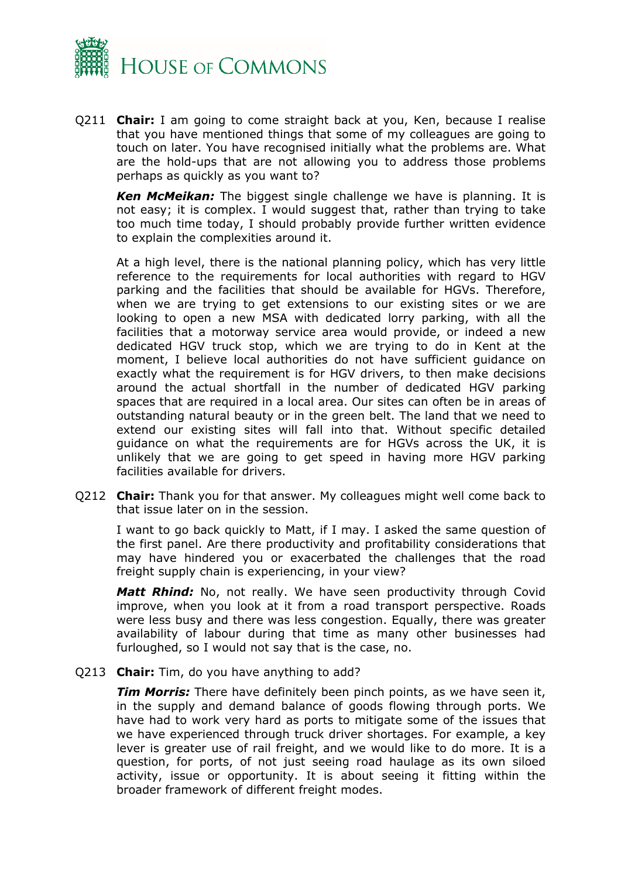Q211 **Chair:** I am going to come straight back at you, Ken, because I realise that you have mentioned things that some of my colleagues are going to touch on later. You have recognised initially what the problems are. What are the hold-ups that are not allowing you to address those problems perhaps as quickly as you want to?

***Ken McMeikan:*** The biggest single challenge we have is planning. It is not easy; it is complex. I would suggest that, rather than trying to take too much time today, I should probably provide further written evidence to explain the complexities around it.

At a high level, there is the national planning policy, which has very little reference to the requirements for local authorities with regard to HGV parking and the facilities that should be available for HGVs. Therefore, when we are trying to get extensions to our existing sites or we are looking to open a new MSA with dedicated lorry parking, with all the facilities that a motorway service area would provide, or indeed a new dedicated HGV truck stop, which we are trying to do in Kent at the moment, I believe local authorities do not have sufficient guidance on exactly what the requirement is for HGV drivers, to then make decisions around the actual shortfall in the number of dedicated HGV parking spaces that are required in a local area. Our sites can often be in areas of outstanding natural beauty or in the green belt. The land that we need to extend our existing sites will fall into that. Without specific detailed guidance on what the requirements are for HGVs across the UK, it is unlikely that we are going to get speed in having more HGV parking facilities available for drivers.

Q212 **Chair:** Thank you for that answer. My colleagues might well come back to that issue later on in the session.

I want to go back quickly to Matt, if I may. I asked the same question of the first panel. Are there productivity and profitability considerations that may have hindered you or exacerbated the challenges that the road freight supply chain is experiencing, in your view?

***Matt Rhind:*** No, not really. We have seen productivity through Covid improve, when you look at it from a road transport perspective. Roads were less busy and there was less congestion. Equally, there was greater availability of labour during that time as many other businesses had furloughed, so I would not say that is the case, no.

Q213 **Chair:** Tim, do you have anything to add?

***Tim Morris:*** There have definitely been pinch points, as we have seen it, in the supply and demand balance of goods flowing through ports. We have had to work very hard as ports to mitigate some of the issues that we have experienced through truck driver shortages. For example, a key lever is greater use of rail freight, and we would like to do more. It is a question, for ports, of not just seeing road haulage as its own siloed activity, issue or opportunity. It is about seeing it fitting within the broader framework of different freight modes.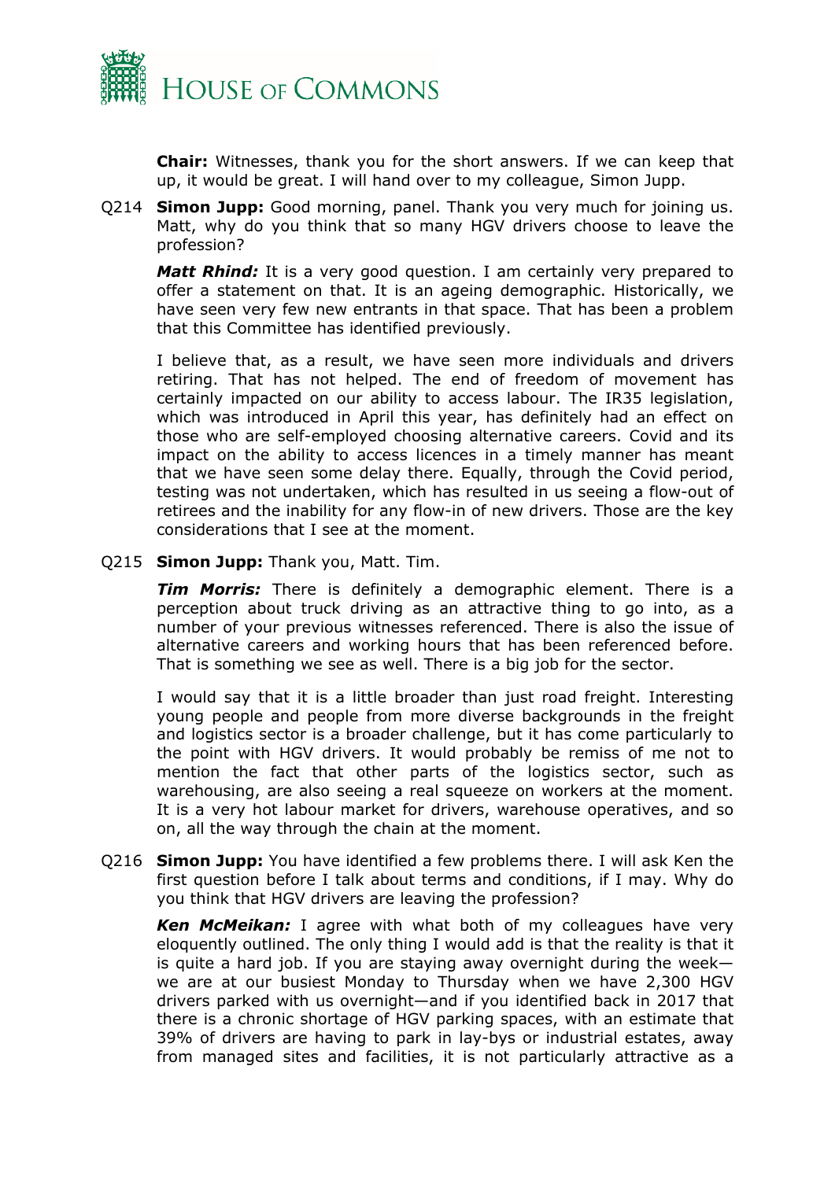**Chair:** Witnesses, thank you for the short answers. If we can keep that up, it would be great. I will hand over to my colleague, Simon Jupp.

Q214 **Simon Jupp:** Good morning, panel. Thank you very much for joining us. Matt, why do you think that so many HGV drivers choose to leave the profession?

***Matt Rhind:*** It is a very good question. I am certainly very prepared to offer a statement on that. It is an ageing demographic. Historically, we have seen very few new entrants in that space. That has been a problem that this Committee has identified previously.

I believe that, as a result, we have seen more individuals and drivers retiring. That has not helped. The end of freedom of movement has certainly impacted on our ability to access labour. The IR35 legislation, which was introduced in April this year, has definitely had an effect on those who are self-employed choosing alternative careers. Covid and its impact on the ability to access licences in a timely manner has meant that we have seen some delay there. Equally, through the Covid period, testing was not undertaken, which has resulted in us seeing a flow-out of retirees and the inability for any flow-in of new drivers. Those are the key considerations that I see at the moment.

Q215 **Simon Jupp:** Thank you, Matt. Tim.

***Tim Morris:*** There is definitely a demographic element. There is a perception about truck driving as an attractive thing to go into, as a number of your previous witnesses referenced. There is also the issue of alternative careers and working hours that has been referenced before. That is something we see as well. There is a big job for the sector.

I would say that it is a little broader than just road freight. Interesting young people and people from more diverse backgrounds in the freight and logistics sector is a broader challenge, but it has come particularly to the point with HGV drivers. It would probably be remiss of me not to mention the fact that other parts of the logistics sector, such as warehousing, are also seeing a real squeeze on workers at the moment. It is a very hot labour market for drivers, warehouse operatives, and so on, all the way through the chain at the moment.

Q216 **Simon Jupp:** You have identified a few problems there. I will ask Ken the first question before I talk about terms and conditions, if I may. Why do you think that HGV drivers are leaving the profession?

***Ken McMeikan:*** I agree with what both of my colleagues have very eloquently outlined. The only thing I would add is that the reality is that it is quite a hard job. If you are staying away overnight during the week—we are at our busiest Monday to Thursday when we have 2,300 HGV drivers parked with us overnight—and if you identified back in 2017 that there is a chronic shortage of HGV parking spaces, with an estimate that 39% of drivers are having to park in lay-bys or industrial estates, away from managed sites and facilities, it is not particularly attractive as a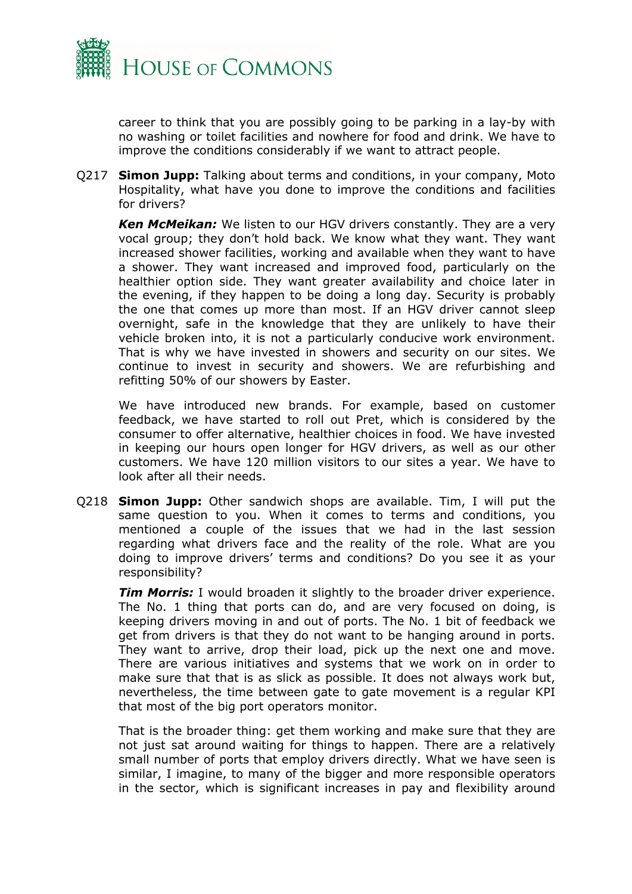career to think that you are possibly going to be parking in a lay-by with no washing or toilet facilities and nowhere for food and drink. We have to improve the conditions considerably if we want to attract people.

Q217 **Simon Jupp:** Talking about terms and conditions, in your company, Moto Hospitality, what have you done to improve the conditions and facilities for drivers?

***Ken McMeikan:*** We listen to our HGV drivers constantly. They are a very vocal group; they don't hold back. We know what they want. They want increased shower facilities, working and available when they want to have a shower. They want increased and improved food, particularly on the healthier option side. They want greater availability and choice later in the evening, if they happen to be doing a long day. Security is probably the one that comes up more than most. If an HGV driver cannot sleep overnight, safe in the knowledge that they are unlikely to have their vehicle broken into, it is not a particularly conducive work environment. That is why we have invested in showers and security on our sites. We continue to invest in security and showers. We are refurbishing and refitting 50% of our showers by Easter.

We have introduced new brands. For example, based on customer feedback, we have started to roll out Pret, which is considered by the consumer to offer alternative, healthier choices in food. We have invested in keeping our hours open longer for HGV drivers, as well as our other customers. We have 120 million visitors to our sites a year. We have to look after all their needs.

Q218 **Simon Jupp:** Other sandwich shops are available. Tim, I will put the same question to you. When it comes to terms and conditions, you mentioned a couple of the issues that we had in the last session regarding what drivers face and the reality of the role. What are you doing to improve drivers' terms and conditions? Do you see it as your responsibility?

***Tim Morris:*** I would broaden it slightly to the broader driver experience. The No. 1 thing that ports can do, and are very focused on doing, is keeping drivers moving in and out of ports. The No. 1 bit of feedback we get from drivers is that they do not want to be hanging around in ports. They want to arrive, drop their load, pick up the next one and move. There are various initiatives and systems that we work on in order to make sure that that is as slick as possible. It does not always work but, nevertheless, the time between gate to gate movement is a regular KPI that most of the big port operators monitor.

That is the broader thing: get them working and make sure that they are not just sat around waiting for things to happen. There are a relatively small number of ports that employ drivers directly. What we have seen is similar, I imagine, to many of the bigger and more responsible operators in the sector, which is significant increases in pay and flexibility around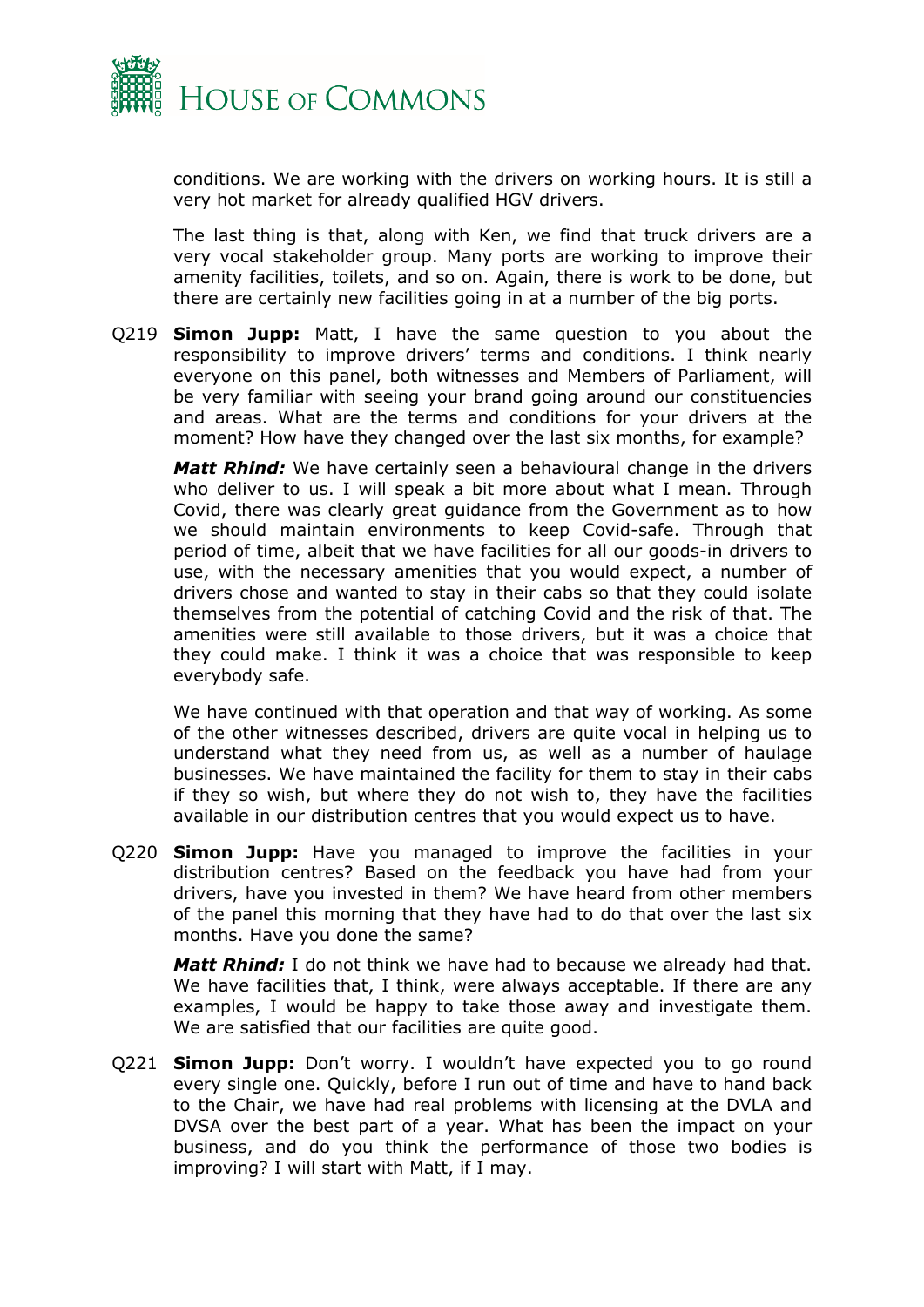conditions. We are working with the drivers on working hours. It is still a very hot market for already qualified HGV drivers.

The last thing is that, along with Ken, we find that truck drivers are a very vocal stakeholder group. Many ports are working to improve their amenity facilities, toilets, and so on. Again, there is work to be done, but there are certainly new facilities going in at a number of the big ports.

Q219 **Simon Jupp:** Matt, I have the same question to you about the responsibility to improve drivers' terms and conditions. I think nearly everyone on this panel, both witnesses and Members of Parliament, will be very familiar with seeing your brand going around our constituencies and areas. What are the terms and conditions for your drivers at the moment? How have they changed over the last six months, for example?

***Matt Rhind:*** We have certainly seen a behavioural change in the drivers who deliver to us. I will speak a bit more about what I mean. Through Covid, there was clearly great guidance from the Government as to how we should maintain environments to keep Covid-safe. Through that period of time, albeit that we have facilities for all our goods-in drivers to use, with the necessary amenities that you would expect, a number of drivers chose and wanted to stay in their cabs so that they could isolate themselves from the potential of catching Covid and the risk of that. The amenities were still available to those drivers, but it was a choice that they could make. I think it was a choice that was responsible to keep everybody safe.

We have continued with that operation and that way of working. As some of the other witnesses described, drivers are quite vocal in helping us to understand what they need from us, as well as a number of haulage businesses. We have maintained the facility for them to stay in their cabs if they so wish, but where they do not wish to, they have the facilities available in our distribution centres that you would expect us to have.

Q220 **Simon Jupp:** Have you managed to improve the facilities in your distribution centres? Based on the feedback you have had from your drivers, have you invested in them? We have heard from other members of the panel this morning that they have had to do that over the last six months. Have you done the same?

***Matt Rhind:*** I do not think we have had to because we already had that. We have facilities that, I think, were always acceptable. If there are any examples, I would be happy to take those away and investigate them. We are satisfied that our facilities are quite good.

Q221 **Simon Jupp:** Don't worry. I wouldn't have expected you to go round every single one. Quickly, before I run out of time and have to hand back to the Chair, we have had real problems with licensing at the DVLA and DVSA over the best part of a year. What has been the impact on your business, and do you think the performance of those two bodies is improving? I will start with Matt, if I may.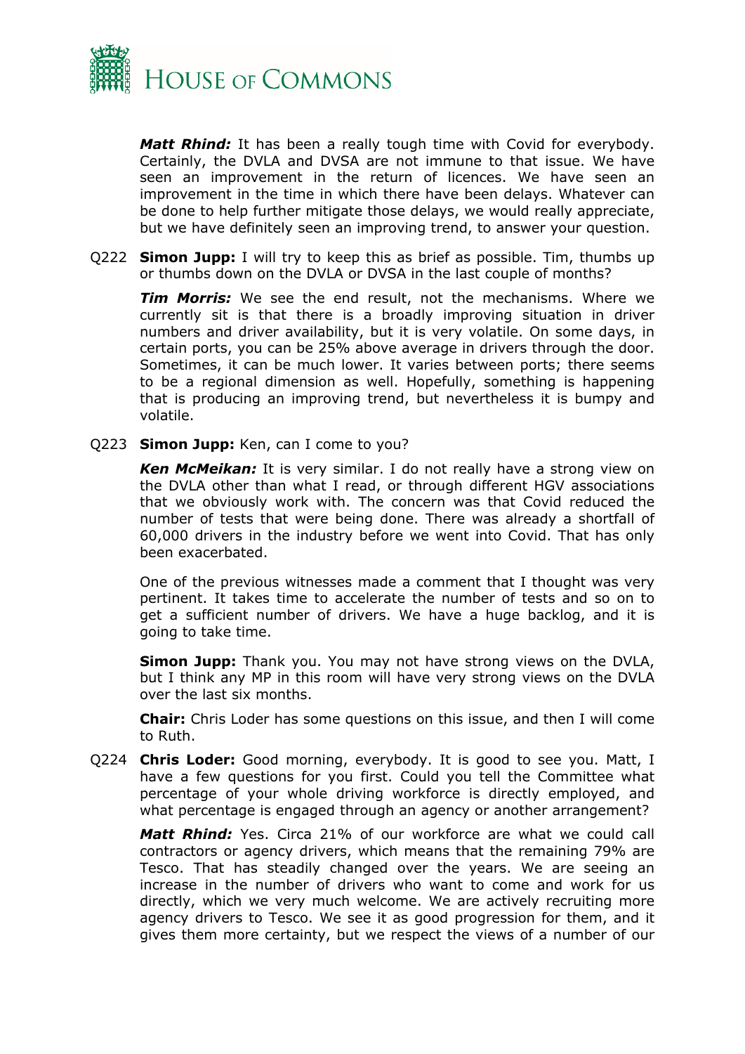***Matt Rhind:*** It has been a really tough time with Covid for everybody. Certainly, the DVLA and DVSA are not immune to that issue. We have seen an improvement in the return of licences. We have seen an improvement in the time in which there have been delays. Whatever can be done to help further mitigate those delays, we would really appreciate, but we have definitely seen an improving trend, to answer your question.

Q222 **Simon Jupp:** I will try to keep this as brief as possible. Tim, thumbs up or thumbs down on the DVLA or DVSA in the last couple of months?

***Tim Morris:*** We see the end result, not the mechanisms. Where we currently sit is that there is a broadly improving situation in driver numbers and driver availability, but it is very volatile. On some days, in certain ports, you can be 25% above average in drivers through the door. Sometimes, it can be much lower. It varies between ports; there seems to be a regional dimension as well. Hopefully, something is happening that is producing an improving trend, but nevertheless it is bumpy and volatile.

Q223 **Simon Jupp:** Ken, can I come to you?

***Ken McMeikan:*** It is very similar. I do not really have a strong view on the DVLA other than what I read, or through different HGV associations that we obviously work with. The concern was that Covid reduced the number of tests that were being done. There was already a shortfall of 60,000 drivers in the industry before we went into Covid. That has only been exacerbated.

One of the previous witnesses made a comment that I thought was very pertinent. It takes time to accelerate the number of tests and so on to get a sufficient number of drivers. We have a huge backlog, and it is going to take time.

**Simon Jupp:** Thank you. You may not have strong views on the DVLA, but I think any MP in this room will have very strong views on the DVLA over the last six months.

**Chair:** Chris Loder has some questions on this issue, and then I will come to Ruth.

Q224 **Chris Loder:** Good morning, everybody. It is good to see you. Matt, I have a few questions for you first. Could you tell the Committee what percentage of your whole driving workforce is directly employed, and what percentage is engaged through an agency or another arrangement?

***Matt Rhind:*** Yes. Circa 21% of our workforce are what we could call contractors or agency drivers, which means that the remaining 79% are Tesco. That has steadily changed over the years. We are seeing an increase in the number of drivers who want to come and work for us directly, which we very much welcome. We are actively recruiting more agency drivers to Tesco. We see it as good progression for them, and it gives them more certainty, but we respect the views of a number of our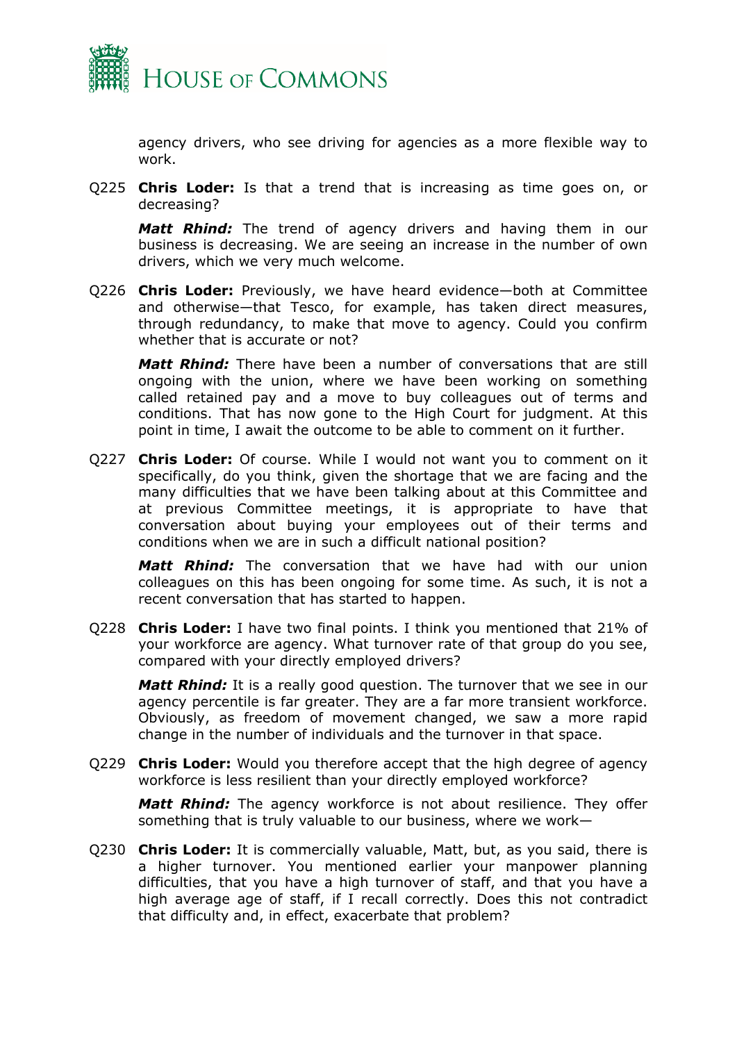agency drivers, who see driving for agencies as a more flexible way to work.

Q225 **Chris Loder:** Is that a trend that is increasing as time goes on, or decreasing?

***Matt Rhind:*** The trend of agency drivers and having them in our business is decreasing. We are seeing an increase in the number of own drivers, which we very much welcome.

Q226 **Chris Loder:** Previously, we have heard evidence—both at Committee and otherwise—that Tesco, for example, has taken direct measures, through redundancy, to make that move to agency. Could you confirm whether that is accurate or not?

***Matt Rhind:*** There have been a number of conversations that are still ongoing with the union, where we have been working on something called retained pay and a move to buy colleagues out of terms and conditions. That has now gone to the High Court for judgment. At this point in time, I await the outcome to be able to comment on it further.

Q227 **Chris Loder:** Of course. While I would not want you to comment on it specifically, do you think, given the shortage that we are facing and the many difficulties that we have been talking about at this Committee and at previous Committee meetings, it is appropriate to have that conversation about buying your employees out of their terms and conditions when we are in such a difficult national position?

***Matt Rhind:*** The conversation that we have had with our union colleagues on this has been ongoing for some time. As such, it is not a recent conversation that has started to happen.

Q228 **Chris Loder:** I have two final points. I think you mentioned that 21% of your workforce are agency. What turnover rate of that group do you see, compared with your directly employed drivers?

***Matt Rhind:*** It is a really good question. The turnover that we see in our agency percentile is far greater. They are a far more transient workforce. Obviously, as freedom of movement changed, we saw a more rapid change in the number of individuals and the turnover in that space.

Q229 **Chris Loder:** Would you therefore accept that the high degree of agency workforce is less resilient than your directly employed workforce?

***Matt Rhind:*** The agency workforce is not about resilience. They offer something that is truly valuable to our business, where we work—

Q230 **Chris Loder:** It is commercially valuable, Matt, but, as you said, there is a higher turnover. You mentioned earlier your manpower planning difficulties, that you have a high turnover of staff, and that you have a high average age of staff, if I recall correctly. Does this not contradict that difficulty and, in effect, exacerbate that problem?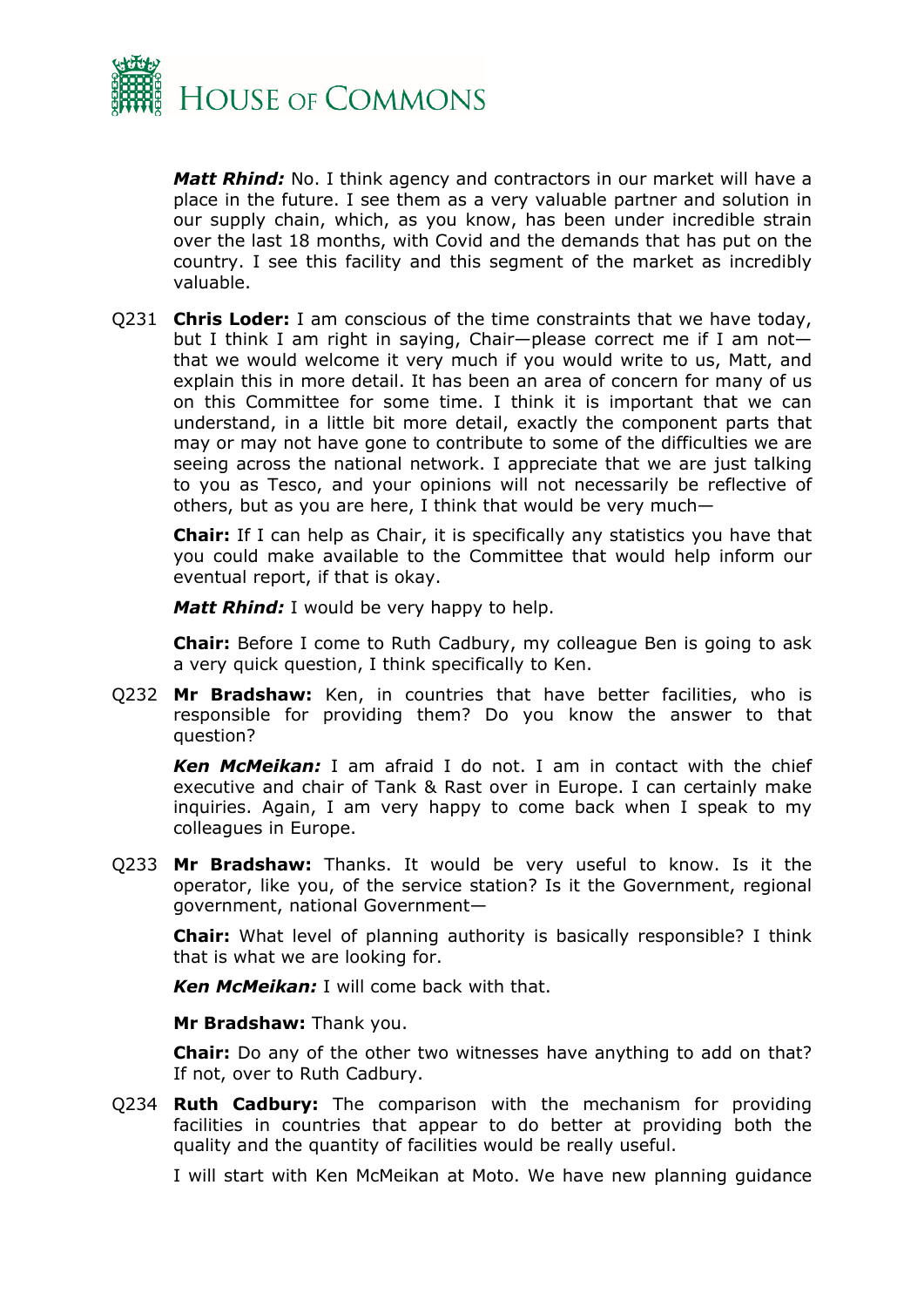***Matt Rhind:*** No. I think agency and contractors in our market will have a place in the future. I see them as a very valuable partner and solution in our supply chain, which, as you know, has been under incredible strain over the last 18 months, with Covid and the demands that has put on the country. I see this facility and this segment of the market as incredibly valuable.

Q231 **Chris Loder:** I am conscious of the time constraints that we have today, but I think I am right in saying, Chair—please correct me if I am not—that we would welcome it very much if you would write to us, Matt, and explain this in more detail. It has been an area of concern for many of us on this Committee for some time. I think it is important that we can understand, in a little bit more detail, exactly the component parts that may or may not have gone to contribute to some of the difficulties we are seeing across the national network. I appreciate that we are just talking to you as Tesco, and your opinions will not necessarily be reflective of others, but as you are here, I think that would be very much—

**Chair:** If I can help as Chair, it is specifically any statistics you have that you could make available to the Committee that would help inform our eventual report, if that is okay.

***Matt Rhind:*** I would be very happy to help.

**Chair:** Before I come to Ruth Cadbury, my colleague Ben is going to ask a very quick question, I think specifically to Ken.

Q232 **Mr Bradshaw:** Ken, in countries that have better facilities, who is responsible for providing them? Do you know the answer to that question?

***Ken McMeikan:*** I am afraid I do not. I am in contact with the chief executive and chair of Tank & Rast over in Europe. I can certainly make inquiries. Again, I am very happy to come back when I speak to my colleagues in Europe.

Q233 **Mr Bradshaw:** Thanks. It would be very useful to know. Is it the operator, like you, of the service station? Is it the Government, regional government, national Government—

**Chair:** What level of planning authority is basically responsible? I think that is what we are looking for.

***Ken McMeikan:*** I will come back with that.

**Mr Bradshaw:** Thank you.

**Chair:** Do any of the other two witnesses have anything to add on that? If not, over to Ruth Cadbury.

Q234 **Ruth Cadbury:** The comparison with the mechanism for providing facilities in countries that appear to do better at providing both the quality and the quantity of facilities would be really useful.

I will start with Ken McMeikan at Moto. We have new planning guidance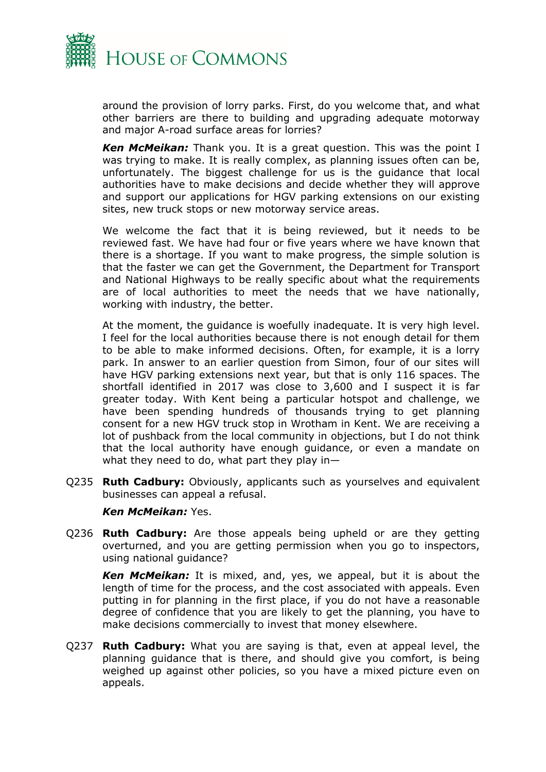around the provision of lorry parks. First, do you welcome that, and what other barriers are there to building and upgrading adequate motorway and major A-road surface areas for lorries?

***Ken McMeikan:*** Thank you. It is a great question. This was the point I was trying to make. It is really complex, as planning issues often can be, unfortunately. The biggest challenge for us is the guidance that local authorities have to make decisions and decide whether they will approve and support our applications for HGV parking extensions on our existing sites, new truck stops or new motorway service areas.

We welcome the fact that it is being reviewed, but it needs to be reviewed fast. We have had four or five years where we have known that there is a shortage. If you want to make progress, the simple solution is that the faster we can get the Government, the Department for Transport and National Highways to be really specific about what the requirements are of local authorities to meet the needs that we have nationally, working with industry, the better.

At the moment, the guidance is woefully inadequate. It is very high level. I feel for the local authorities because there is not enough detail for them to be able to make informed decisions. Often, for example, it is a lorry park. In answer to an earlier question from Simon, four of our sites will have HGV parking extensions next year, but that is only 116 spaces. The shortfall identified in 2017 was close to 3,600 and I suspect it is far greater today. With Kent being a particular hotspot and challenge, we have been spending hundreds of thousands trying to get planning consent for a new HGV truck stop in Wrotham in Kent. We are receiving a lot of pushback from the local community in objections, but I do not think that the local authority have enough guidance, or even a mandate on what they need to do, what part they play in—

Q235 **Ruth Cadbury:** Obviously, applicants such as yourselves and equivalent businesses can appeal a refusal.

***Ken McMeikan:*** Yes.

Q236 **Ruth Cadbury:** Are those appeals being upheld or are they getting overturned, and you are getting permission when you go to inspectors, using national guidance?

***Ken McMeikan:*** It is mixed, and, yes, we appeal, but it is about the length of time for the process, and the cost associated with appeals. Even putting in for planning in the first place, if you do not have a reasonable degree of confidence that you are likely to get the planning, you have to make decisions commercially to invest that money elsewhere.

Q237 **Ruth Cadbury:** What you are saying is that, even at appeal level, the planning guidance that is there, and should give you comfort, is being weighed up against other policies, so you have a mixed picture even on appeals.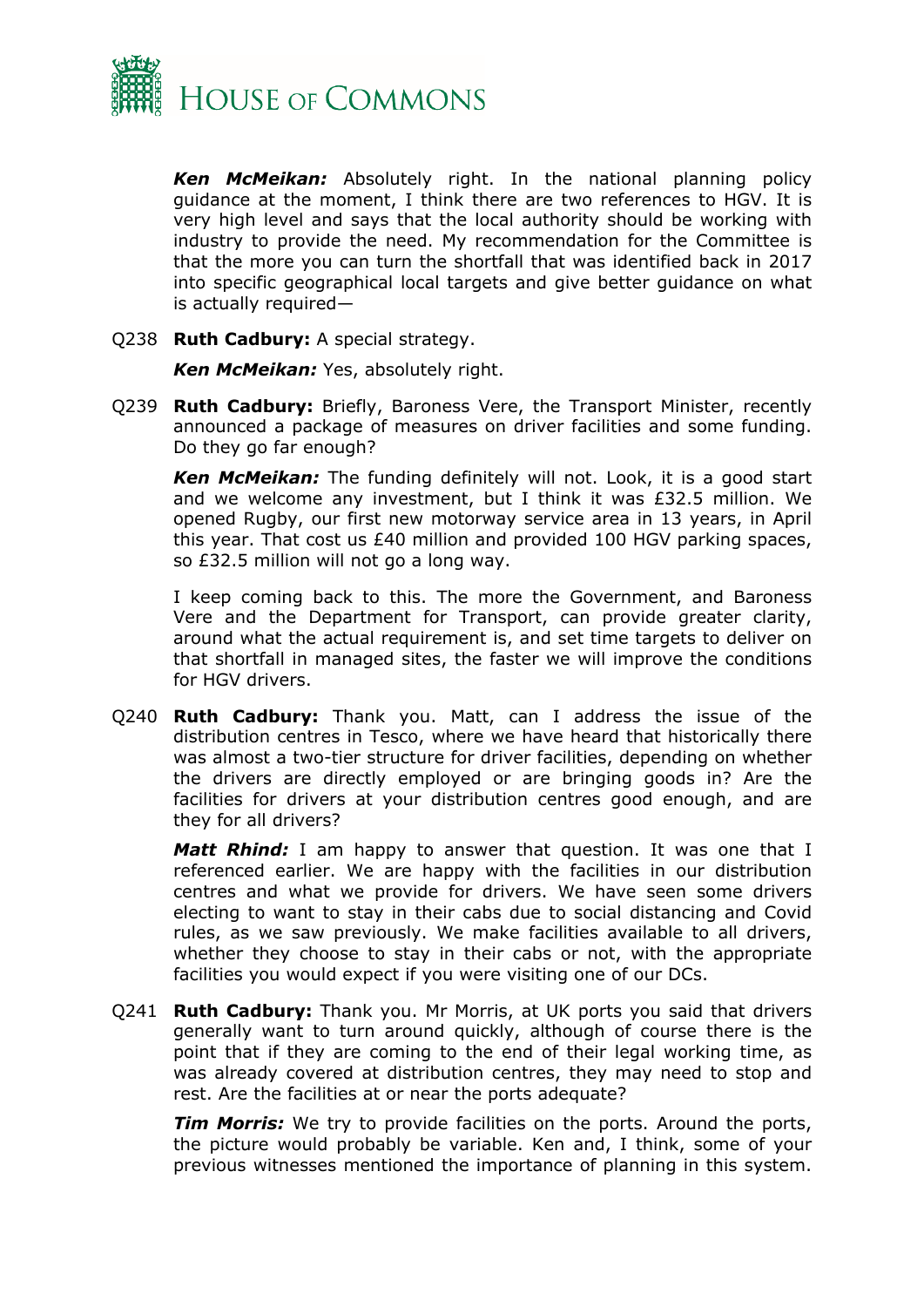***Ken McMeikan:*** Absolutely right. In the national planning policy guidance at the moment, I think there are two references to HGV. It is very high level and says that the local authority should be working with industry to provide the need. My recommendation for the Committee is that the more you can turn the shortfall that was identified back in 2017 into specific geographical local targets and give better guidance on what is actually required—

Q238 **Ruth Cadbury:** A special strategy.

***Ken McMeikan:*** Yes, absolutely right.

Q239 **Ruth Cadbury:** Briefly, Baroness Vere, the Transport Minister, recently announced a package of measures on driver facilities and some funding. Do they go far enough?

***Ken McMeikan:*** The funding definitely will not. Look, it is a good start and we welcome any investment, but I think it was £32.5 million. We opened Rugby, our first new motorway service area in 13 years, in April this year. That cost us £40 million and provided 100 HGV parking spaces, so £32.5 million will not go a long way.

I keep coming back to this. The more the Government, and Baroness Vere and the Department for Transport, can provide greater clarity, around what the actual requirement is, and set time targets to deliver on that shortfall in managed sites, the faster we will improve the conditions for HGV drivers.

Q240 **Ruth Cadbury:** Thank you. Matt, can I address the issue of the distribution centres in Tesco, where we have heard that historically there was almost a two-tier structure for driver facilities, depending on whether the drivers are directly employed or are bringing goods in? Are the facilities for drivers at your distribution centres good enough, and are they for all drivers?

***Matt Rhind:*** I am happy to answer that question. It was one that I referenced earlier. We are happy with the facilities in our distribution centres and what we provide for drivers. We have seen some drivers electing to want to stay in their cabs due to social distancing and Covid rules, as we saw previously. We make facilities available to all drivers, whether they choose to stay in their cabs or not, with the appropriate facilities you would expect if you were visiting one of our DCs.

Q241 **Ruth Cadbury:** Thank you. Mr Morris, at UK ports you said that drivers generally want to turn around quickly, although of course there is the point that if they are coming to the end of their legal working time, as was already covered at distribution centres, they may need to stop and rest. Are the facilities at or near the ports adequate?

***Tim Morris:*** We try to provide facilities on the ports. Around the ports, the picture would probably be variable. Ken and, I think, some of your previous witnesses mentioned the importance of planning in this system.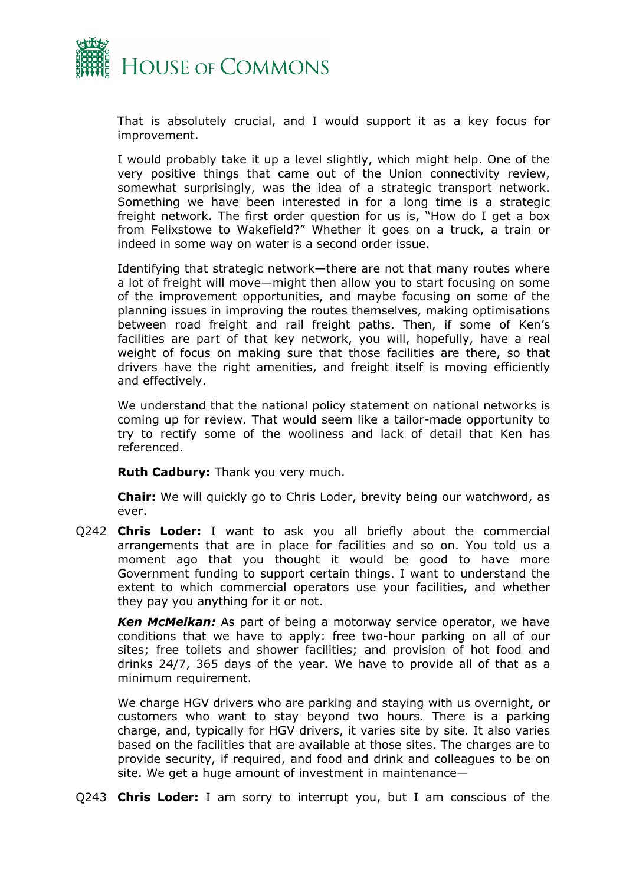That is absolutely crucial, and I would support it as a key focus for improvement.

I would probably take it up a level slightly, which might help. One of the very positive things that came out of the Union connectivity review, somewhat surprisingly, was the idea of a strategic transport network. Something we have been interested in for a long time is a strategic freight network. The first order question for us is, "How do I get a box from Felixstowe to Wakefield?" Whether it goes on a truck, a train or indeed in some way on water is a second order issue.

Identifying that strategic network—there are not that many routes where a lot of freight will move—might then allow you to start focusing on some of the improvement opportunities, and maybe focusing on some of the planning issues in improving the routes themselves, making optimisations between road freight and rail freight paths. Then, if some of Ken's facilities are part of that key network, you will, hopefully, have a real weight of focus on making sure that those facilities are there, so that drivers have the right amenities, and freight itself is moving efficiently and effectively.

We understand that the national policy statement on national networks is coming up for review. That would seem like a tailor-made opportunity to try to rectify some of the wooliness and lack of detail that Ken has referenced.

**Ruth Cadbury:** Thank you very much.

**Chair:** We will quickly go to Chris Loder, brevity being our watchword, as ever.

Q242 **Chris Loder:** I want to ask you all briefly about the commercial arrangements that are in place for facilities and so on. You told us a moment ago that you thought it would be good to have more Government funding to support certain things. I want to understand the extent to which commercial operators use your facilities, and whether they pay you anything for it or not.

***Ken McMeikan:*** As part of being a motorway service operator, we have conditions that we have to apply: free two-hour parking on all of our sites; free toilets and shower facilities; and provision of hot food and drinks 24/7, 365 days of the year. We have to provide all of that as a minimum requirement.

We charge HGV drivers who are parking and staying with us overnight, or customers who want to stay beyond two hours. There is a parking charge, and, typically for HGV drivers, it varies site by site. It also varies based on the facilities that are available at those sites. The charges are to provide security, if required, and food and drink and colleagues to be on site. We get a huge amount of investment in maintenance—

Q243 **Chris Loder:** I am sorry to interrupt you, but I am conscious of the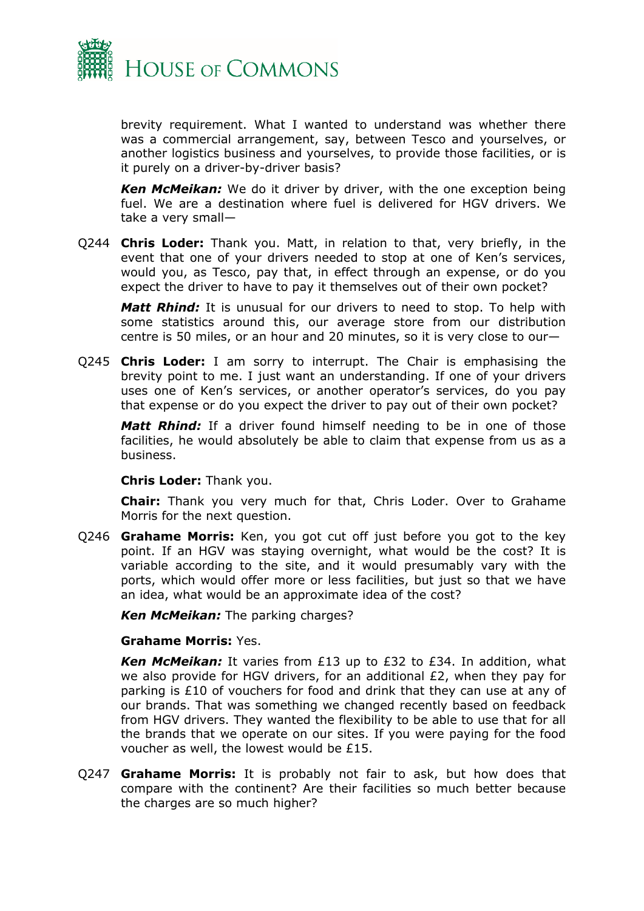brevity requirement. What I wanted to understand was whether there was a commercial arrangement, say, between Tesco and yourselves, or another logistics business and yourselves, to provide those facilities, or is it purely on a driver-by-driver basis?

***Ken McMeikan:*** We do it driver by driver, with the one exception being fuel. We are a destination where fuel is delivered for HGV drivers. We take a very small—

Q244 **Chris Loder:** Thank you. Matt, in relation to that, very briefly, in the event that one of your drivers needed to stop at one of Ken's services, would you, as Tesco, pay that, in effect through an expense, or do you expect the driver to have to pay it themselves out of their own pocket?

***Matt Rhind:*** It is unusual for our drivers to need to stop. To help with some statistics around this, our average store from our distribution centre is 50 miles, or an hour and 20 minutes, so it is very close to our—

Q245 **Chris Loder:** I am sorry to interrupt. The Chair is emphasising the brevity point to me. I just want an understanding. If one of your drivers uses one of Ken's services, or another operator's services, do you pay that expense or do you expect the driver to pay out of their own pocket?

***Matt Rhind:*** If a driver found himself needing to be in one of those facilities, he would absolutely be able to claim that expense from us as a business.

**Chris Loder:** Thank you.

**Chair:** Thank you very much for that, Chris Loder. Over to Grahame Morris for the next question.

Q246 **Grahame Morris:** Ken, you got cut off just before you got to the key point. If an HGV was staying overnight, what would be the cost? It is variable according to the site, and it would presumably vary with the ports, which would offer more or less facilities, but just so that we have an idea, what would be an approximate idea of the cost?

***Ken McMeikan:*** The parking charges?

**Grahame Morris:** Yes.

***Ken McMeikan:*** It varies from £13 up to £32 to £34. In addition, what we also provide for HGV drivers, for an additional £2, when they pay for parking is £10 of vouchers for food and drink that they can use at any of our brands. That was something we changed recently based on feedback from HGV drivers. They wanted the flexibility to be able to use that for all the brands that we operate on our sites. If you were paying for the food voucher as well, the lowest would be £15.

Q247 **Grahame Morris:** It is probably not fair to ask, but how does that compare with the continent? Are their facilities so much better because the charges are so much higher?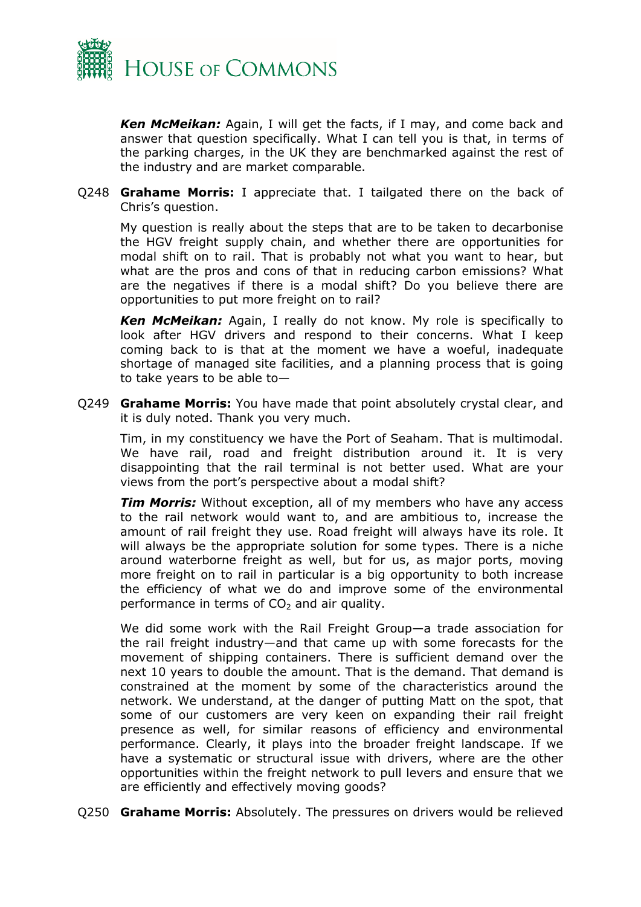***Ken McMeikan:*** Again, I will get the facts, if I may, and come back and answer that question specifically. What I can tell you is that, in terms of the parking charges, in the UK they are benchmarked against the rest of the industry and are market comparable.

Q248 **Grahame Morris:** I appreciate that. I tailgated there on the back of Chris's question.

My question is really about the steps that are to be taken to decarbonise the HGV freight supply chain, and whether there are opportunities for modal shift on to rail. That is probably not what you want to hear, but what are the pros and cons of that in reducing carbon emissions? What are the negatives if there is a modal shift? Do you believe there are opportunities to put more freight on to rail?

***Ken McMeikan:*** Again, I really do not know. My role is specifically to look after HGV drivers and respond to their concerns. What I keep coming back to is that at the moment we have a woeful, inadequate shortage of managed site facilities, and a planning process that is going to take years to be able to—

Q249 **Grahame Morris:** You have made that point absolutely crystal clear, and it is duly noted. Thank you very much.

Tim, in my constituency we have the Port of Seaham. That is multimodal. We have rail, road and freight distribution around it. It is very disappointing that the rail terminal is not better used. What are your views from the port's perspective about a modal shift?

***Tim Morris:*** Without exception, all of my members who have any access to the rail network would want to, and are ambitious to, increase the amount of rail freight they use. Road freight will always have its role. It will always be the appropriate solution for some types. There is a niche around waterborne freight as well, but for us, as major ports, moving more freight on to rail in particular is a big opportunity to both increase the efficiency of what we do and improve some of the environmental performance in terms of $CO_2$ and air quality.

We did some work with the Rail Freight Group—a trade association for the rail freight industry—and that came up with some forecasts for the movement of shipping containers. There is sufficient demand over the next 10 years to double the amount. That is the demand. That demand is constrained at the moment by some of the characteristics around the network. We understand, at the danger of putting Matt on the spot, that some of our customers are very keen on expanding their rail freight presence as well, for similar reasons of efficiency and environmental performance. Clearly, it plays into the broader freight landscape. If we have a systematic or structural issue with drivers, where are the other opportunities within the freight network to pull levers and ensure that we are efficiently and effectively moving goods?

Q250 **Grahame Morris:** Absolutely. The pressures on drivers would be relieved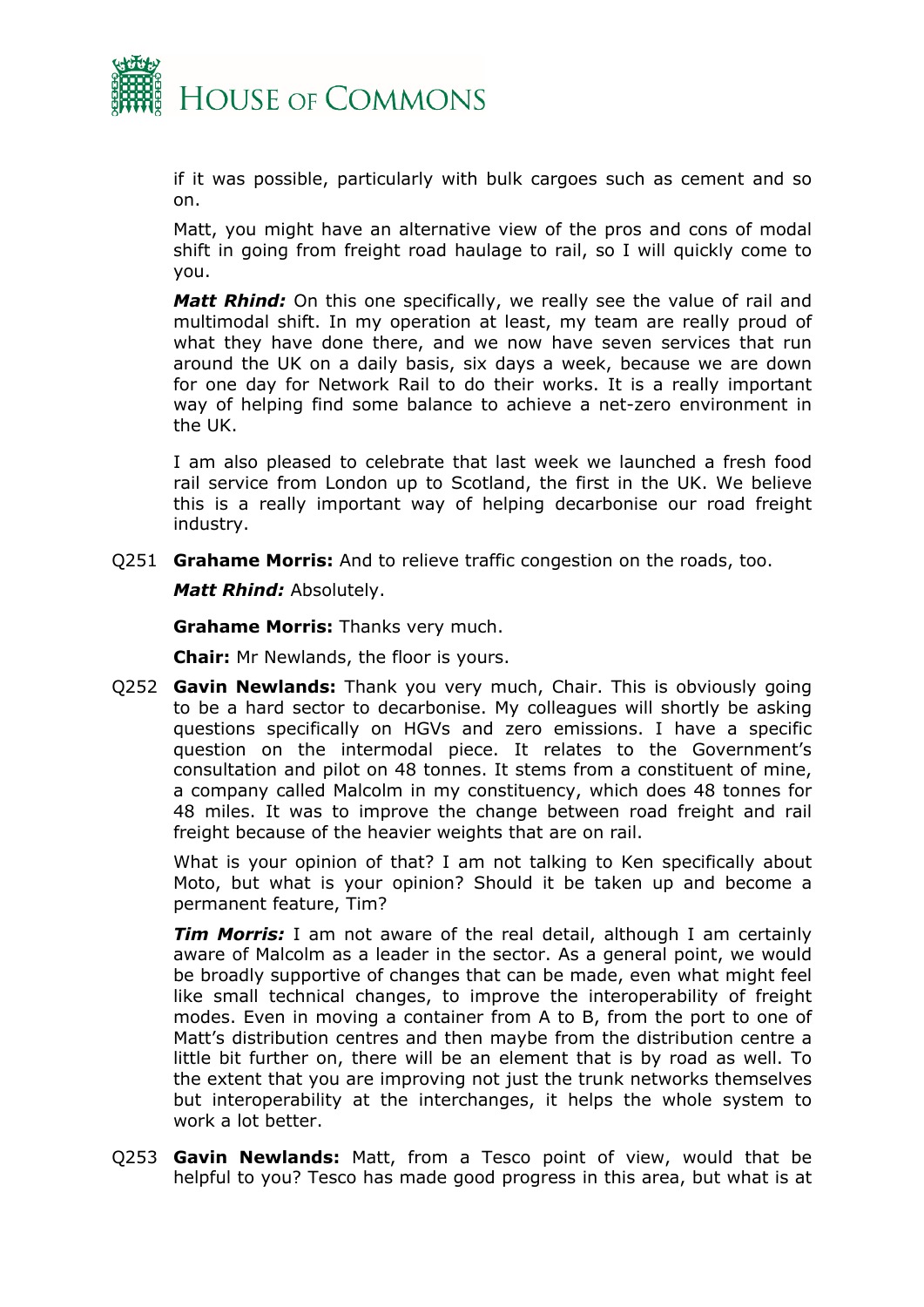if it was possible, particularly with bulk cargoes such as cement and so on.

Matt, you might have an alternative view of the pros and cons of modal shift in going from freight road haulage to rail, so I will quickly come to you.

***Matt Rhind:*** On this one specifically, we really see the value of rail and multimodal shift. In my operation at least, my team are really proud of what they have done there, and we now have seven services that run around the UK on a daily basis, six days a week, because we are down for one day for Network Rail to do their works. It is a really important way of helping find some balance to achieve a net-zero environment in the UK.

I am also pleased to celebrate that last week we launched a fresh food rail service from London up to Scotland, the first in the UK. We believe this is a really important way of helping decarbonise our road freight industry.

Q251 **Grahame Morris:** And to relieve traffic congestion on the roads, too.

***Matt Rhind:*** Absolutely.

**Grahame Morris:** Thanks very much.

**Chair:** Mr Newlands, the floor is yours.

Q252 **Gavin Newlands:** Thank you very much, Chair. This is obviously going to be a hard sector to decarbonise. My colleagues will shortly be asking questions specifically on HGVs and zero emissions. I have a specific question on the intermodal piece. It relates to the Government's consultation and pilot on 48 tonnes. It stems from a constituent of mine, a company called Malcolm in my constituency, which does 48 tonnes for 48 miles. It was to improve the change between road freight and rail freight because of the heavier weights that are on rail.

What is your opinion of that? I am not talking to Ken specifically about Moto, but what is your opinion? Should it be taken up and become a permanent feature, Tim?

***Tim Morris:*** I am not aware of the real detail, although I am certainly aware of Malcolm as a leader in the sector. As a general point, we would be broadly supportive of changes that can be made, even what might feel like small technical changes, to improve the interoperability of freight modes. Even in moving a container from A to B, from the port to one of Matt's distribution centres and then maybe from the distribution centre a little bit further on, there will be an element that is by road as well. To the extent that you are improving not just the trunk networks themselves but interoperability at the interchanges, it helps the whole system to work a lot better.

Q253 **Gavin Newlands:** Matt, from a Tesco point of view, would that be helpful to you? Tesco has made good progress in this area, but what is at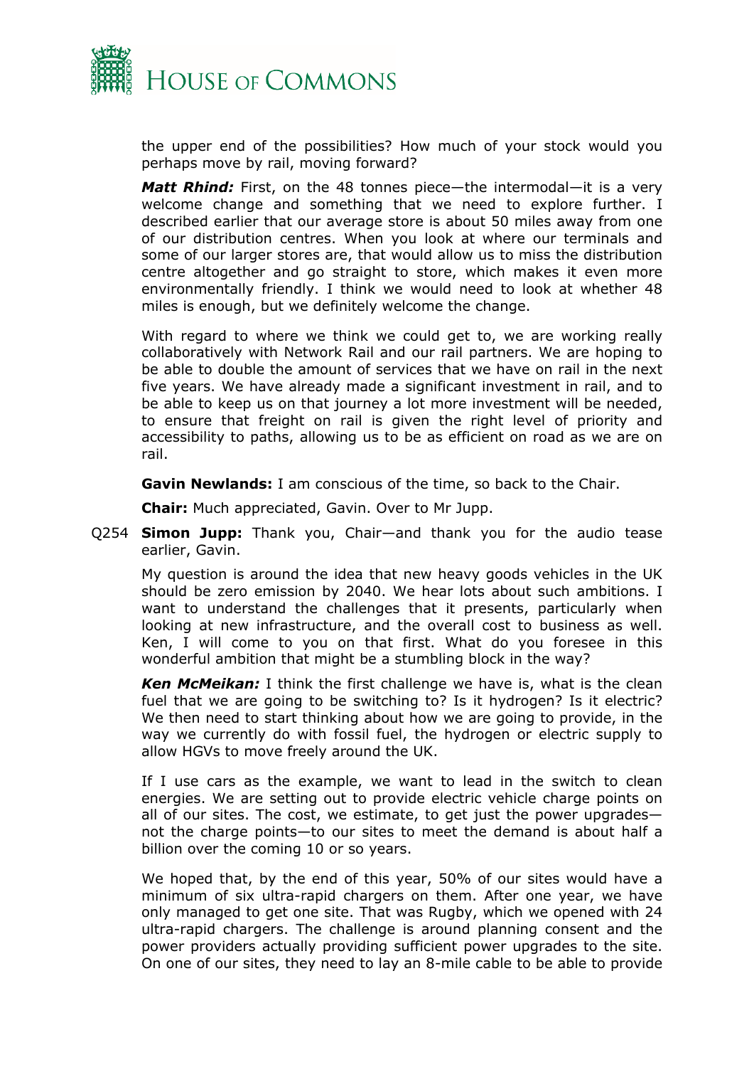the upper end of the possibilities? How much of your stock would you perhaps move by rail, moving forward?

***Matt Rhind:*** First, on the 48 tonnes piece—the intermodal—it is a very welcome change and something that we need to explore further. I described earlier that our average store is about 50 miles away from one of our distribution centres. When you look at where our terminals and some of our larger stores are, that would allow us to miss the distribution centre altogether and go straight to store, which makes it even more environmentally friendly. I think we would need to look at whether 48 miles is enough, but we definitely welcome the change.

With regard to where we think we could get to, we are working really collaboratively with Network Rail and our rail partners. We are hoping to be able to double the amount of services that we have on rail in the next five years. We have already made a significant investment in rail, and to be able to keep us on that journey a lot more investment will be needed, to ensure that freight on rail is given the right level of priority and accessibility to paths, allowing us to be as efficient on road as we are on rail.

**Gavin Newlands:** I am conscious of the time, so back to the Chair.

**Chair:** Much appreciated, Gavin. Over to Mr Jupp.

Q254 **Simon Jupp:** Thank you, Chair—and thank you for the audio tease earlier, Gavin.

My question is around the idea that new heavy goods vehicles in the UK should be zero emission by 2040. We hear lots about such ambitions. I want to understand the challenges that it presents, particularly when looking at new infrastructure, and the overall cost to business as well. Ken, I will come to you on that first. What do you foresee in this wonderful ambition that might be a stumbling block in the way?

***Ken McMeikan:*** I think the first challenge we have is, what is the clean fuel that we are going to be switching to? Is it hydrogen? Is it electric? We then need to start thinking about how we are going to provide, in the way we currently do with fossil fuel, the hydrogen or electric supply to allow HGVs to move freely around the UK.

If I use cars as the example, we want to lead in the switch to clean energies. We are setting out to provide electric vehicle charge points on all of our sites. The cost, we estimate, to get just the power upgrades—not the charge points—to our sites to meet the demand is about half a billion over the coming 10 or so years.

We hoped that, by the end of this year, 50% of our sites would have a minimum of six ultra-rapid chargers on them. After one year, we have only managed to get one site. That was Rugby, which we opened with 24 ultra-rapid chargers. The challenge is around planning consent and the power providers actually providing sufficient power upgrades to the site. On one of our sites, they need to lay an 8-mile cable to be able to provide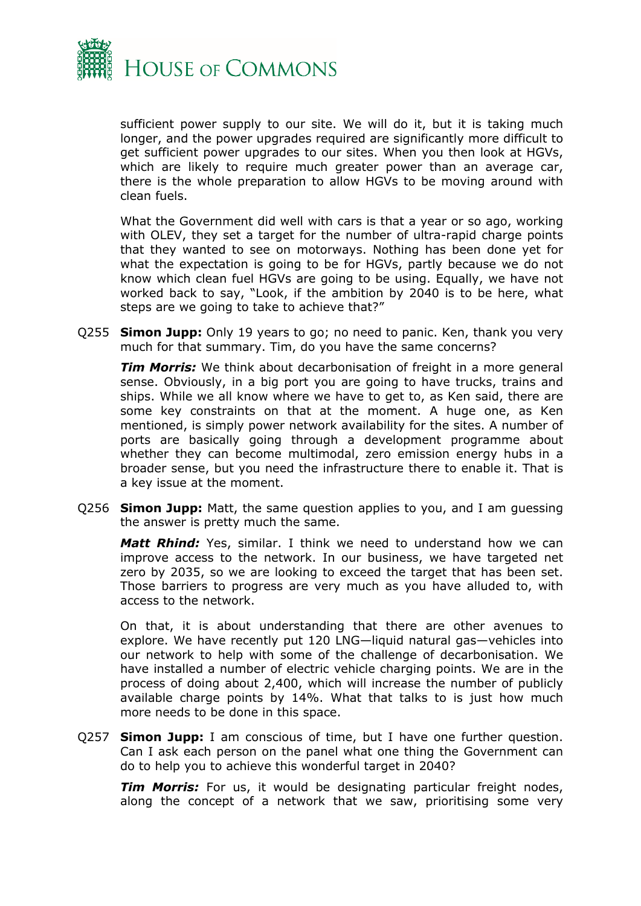sufficient power supply to our site. We will do it, but it is taking much longer, and the power upgrades required are significantly more difficult to get sufficient power upgrades to our sites. When you then look at HGVs, which are likely to require much greater power than an average car, there is the whole preparation to allow HGVs to be moving around with clean fuels.

What the Government did well with cars is that a year or so ago, working with OLEV, they set a target for the number of ultra-rapid charge points that they wanted to see on motorways. Nothing has been done yet for what the expectation is going to be for HGVs, partly because we do not know which clean fuel HGVs are going to be using. Equally, we have not worked back to say, "Look, if the ambition by 2040 is to be here, what steps are we going to take to achieve that?"

Q255 **Simon Jupp:** Only 19 years to go; no need to panic. Ken, thank you very much for that summary. Tim, do you have the same concerns?

***Tim Morris:*** We think about decarbonisation of freight in a more general sense. Obviously, in a big port you are going to have trucks, trains and ships. While we all know where we have to get to, as Ken said, there are some key constraints on that at the moment. A huge one, as Ken mentioned, is simply power network availability for the sites. A number of ports are basically going through a development programme about whether they can become multimodal, zero emission energy hubs in a broader sense, but you need the infrastructure there to enable it. That is a key issue at the moment.

Q256 **Simon Jupp:** Matt, the same question applies to you, and I am guessing the answer is pretty much the same.

***Matt Rhind:*** Yes, similar. I think we need to understand how we can improve access to the network. In our business, we have targeted net zero by 2035, so we are looking to exceed the target that has been set. Those barriers to progress are very much as you have alluded to, with access to the network.

On that, it is about understanding that there are other avenues to explore. We have recently put 120 LNG—liquid natural gas—vehicles into our network to help with some of the challenge of decarbonisation. We have installed a number of electric vehicle charging points. We are in the process of doing about 2,400, which will increase the number of publicly available charge points by 14%. What that talks to is just how much more needs to be done in this space.

Q257 **Simon Jupp:** I am conscious of time, but I have one further question. Can I ask each person on the panel what one thing the Government can do to help you to achieve this wonderful target in 2040?

***Tim Morris:*** For us, it would be designating particular freight nodes, along the concept of a network that we saw, prioritising some very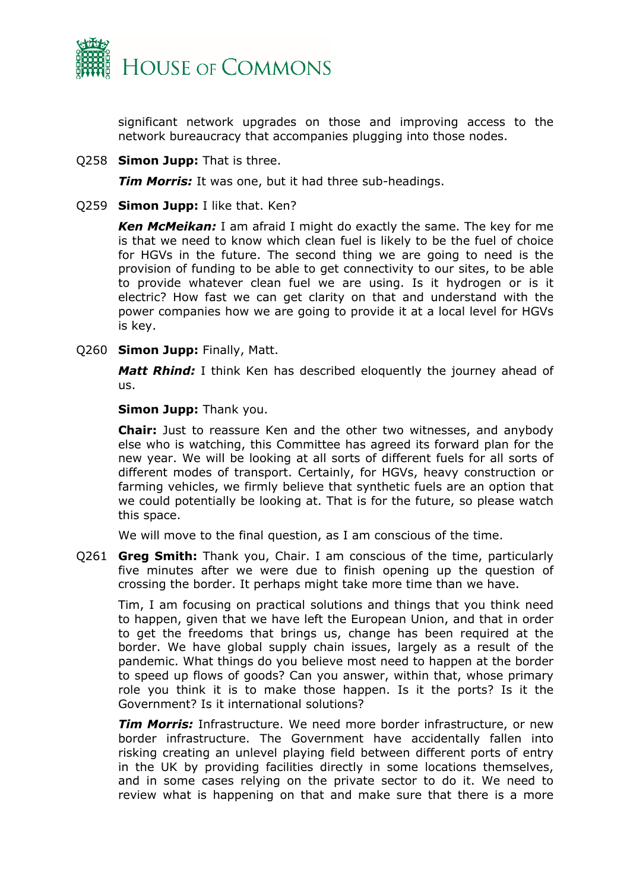significant network upgrades on those and improving access to the network bureaucracy that accompanies plugging into those nodes.

Q258 **Simon Jupp:** That is three.

***Tim Morris:*** It was one, but it had three sub-headings.

Q259 **Simon Jupp:** I like that. Ken?

***Ken McMeikan:*** I am afraid I might do exactly the same. The key for me is that we need to know which clean fuel is likely to be the fuel of choice for HGVs in the future. The second thing we are going to need is the provision of funding to be able to get connectivity to our sites, to be able to provide whatever clean fuel we are using. Is it hydrogen or is it electric? How fast we can get clarity on that and understand with the power companies how we are going to provide it at a local level for HGVs is key.

Q260 **Simon Jupp:** Finally, Matt.

***Matt Rhind:*** I think Ken has described eloquently the journey ahead of us.

**Simon Jupp:** Thank you.

**Chair:** Just to reassure Ken and the other two witnesses, and anybody else who is watching, this Committee has agreed its forward plan for the new year. We will be looking at all sorts of different fuels for all sorts of different modes of transport. Certainly, for HGVs, heavy construction or farming vehicles, we firmly believe that synthetic fuels are an option that we could potentially be looking at. That is for the future, so please watch this space.

We will move to the final question, as I am conscious of the time.

Q261 **Greg Smith:** Thank you, Chair. I am conscious of the time, particularly five minutes after we were due to finish opening up the question of crossing the border. It perhaps might take more time than we have.

Tim, I am focusing on practical solutions and things that you think need to happen, given that we have left the European Union, and that in order to get the freedoms that brings us, change has been required at the border. We have global supply chain issues, largely as a result of the pandemic. What things do you believe most need to happen at the border to speed up flows of goods? Can you answer, within that, whose primary role you think it is to make those happen. Is it the ports? Is it the Government? Is it international solutions?

***Tim Morris:*** Infrastructure. We need more border infrastructure, or new border infrastructure. The Government have accidentally fallen into risking creating an unlevel playing field between different ports of entry in the UK by providing facilities directly in some locations themselves, and in some cases relying on the private sector to do it. We need to review what is happening on that and make sure that there is a more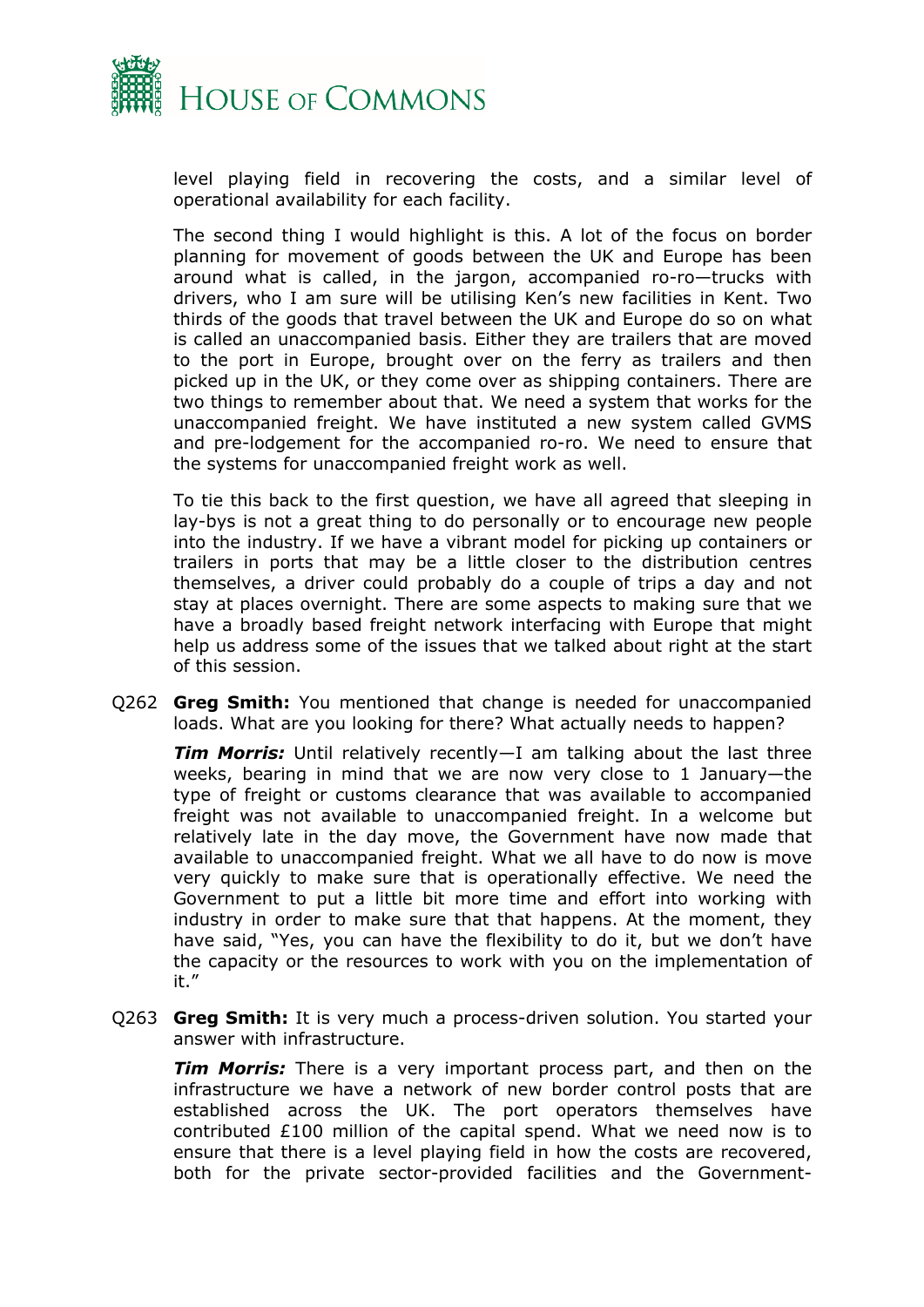level playing field in recovering the costs, and a similar level of operational availability for each facility.

The second thing I would highlight is this. A lot of the focus on border planning for movement of goods between the UK and Europe has been around what is called, in the jargon, accompanied ro-ro—trucks with drivers, who I am sure will be utilising Ken's new facilities in Kent. Two thirds of the goods that travel between the UK and Europe do so on what is called an unaccompanied basis. Either they are trailers that are moved to the port in Europe, brought over on the ferry as trailers and then picked up in the UK, or they come over as shipping containers. There are two things to remember about that. We need a system that works for the unaccompanied freight. We have instituted a new system called GVMS and pre-lodgement for the accompanied ro-ro. We need to ensure that the systems for unaccompanied freight work as well.

To tie this back to the first question, we have all agreed that sleeping in lay-bys is not a great thing to do personally or to encourage new people into the industry. If we have a vibrant model for picking up containers or trailers in ports that may be a little closer to the distribution centres themselves, a driver could probably do a couple of trips a day and not stay at places overnight. There are some aspects to making sure that we have a broadly based freight network interfacing with Europe that might help us address some of the issues that we talked about right at the start of this session.

Q262 **Greg Smith:** You mentioned that change is needed for unaccompanied loads. What are you looking for there? What actually needs to happen?

***Tim Morris:*** Until relatively recently—I am talking about the last three weeks, bearing in mind that we are now very close to 1 January—the type of freight or customs clearance that was available to accompanied freight was not available to unaccompanied freight. In a welcome but relatively late in the day move, the Government have now made that available to unaccompanied freight. What we all have to do now is move very quickly to make sure that is operationally effective. We need the Government to put a little bit more time and effort into working with industry in order to make sure that that happens. At the moment, they have said, "Yes, you can have the flexibility to do it, but we don't have the capacity or the resources to work with you on the implementation of it."

Q263 **Greg Smith:** It is very much a process-driven solution. You started your answer with infrastructure.

***Tim Morris:*** There is a very important process part, and then on the infrastructure we have a network of new border control posts that are established across the UK. The port operators themselves have contributed £100 million of the capital spend. What we need now is to ensure that there is a level playing field in how the costs are recovered, both for the private sector-provided facilities and the Government-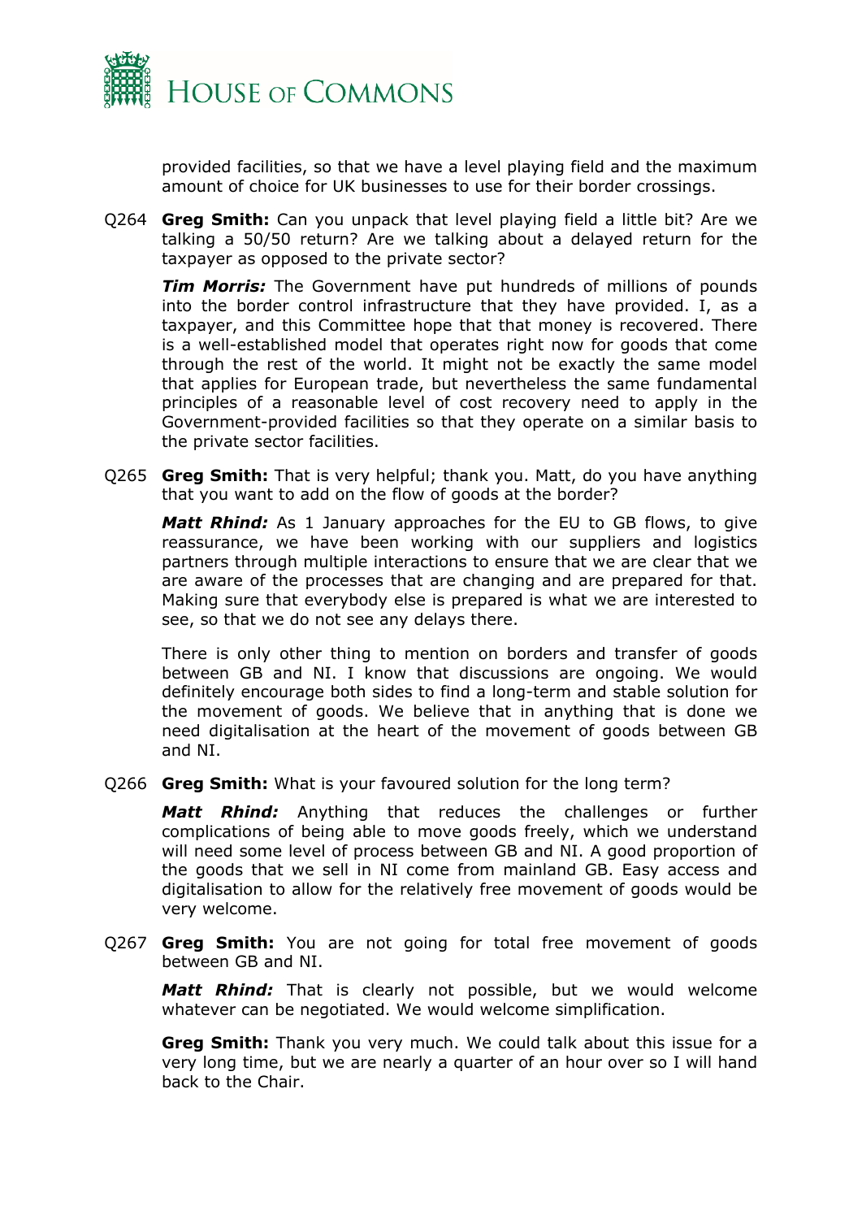provided facilities, so that we have a level playing field and the maximum amount of choice for UK businesses to use for their border crossings.

Q264 **Greg Smith:** Can you unpack that level playing field a little bit? Are we talking a 50/50 return? Are we talking about a delayed return for the taxpayer as opposed to the private sector?

***Tim Morris:*** The Government have put hundreds of millions of pounds into the border control infrastructure that they have provided. I, as a taxpayer, and this Committee hope that that money is recovered. There is a well-established model that operates right now for goods that come through the rest of the world. It might not be exactly the same model that applies for European trade, but nevertheless the same fundamental principles of a reasonable level of cost recovery need to apply in the Government-provided facilities so that they operate on a similar basis to the private sector facilities.

Q265 **Greg Smith:** That is very helpful; thank you. Matt, do you have anything that you want to add on the flow of goods at the border?

***Matt Rhind:*** As 1 January approaches for the EU to GB flows, to give reassurance, we have been working with our suppliers and logistics partners through multiple interactions to ensure that we are clear that we are aware of the processes that are changing and are prepared for that. Making sure that everybody else is prepared is what we are interested to see, so that we do not see any delays there.

There is only other thing to mention on borders and transfer of goods between GB and NI. I know that discussions are ongoing. We would definitely encourage both sides to find a long-term and stable solution for the movement of goods. We believe that in anything that is done we need digitalisation at the heart of the movement of goods between GB and NI.

Q266 **Greg Smith:** What is your favoured solution for the long term?

***Matt Rhind:*** Anything that reduces the challenges or further complications of being able to move goods freely, which we understand will need some level of process between GB and NI. A good proportion of the goods that we sell in NI come from mainland GB. Easy access and digitalisation to allow for the relatively free movement of goods would be very welcome.

Q267 **Greg Smith:** You are not going for total free movement of goods between GB and NI.

***Matt Rhind:*** That is clearly not possible, but we would welcome whatever can be negotiated. We would welcome simplification.

**Greg Smith:** Thank you very much. We could talk about this issue for a very long time, but we are nearly a quarter of an hour over so I will hand back to the Chair.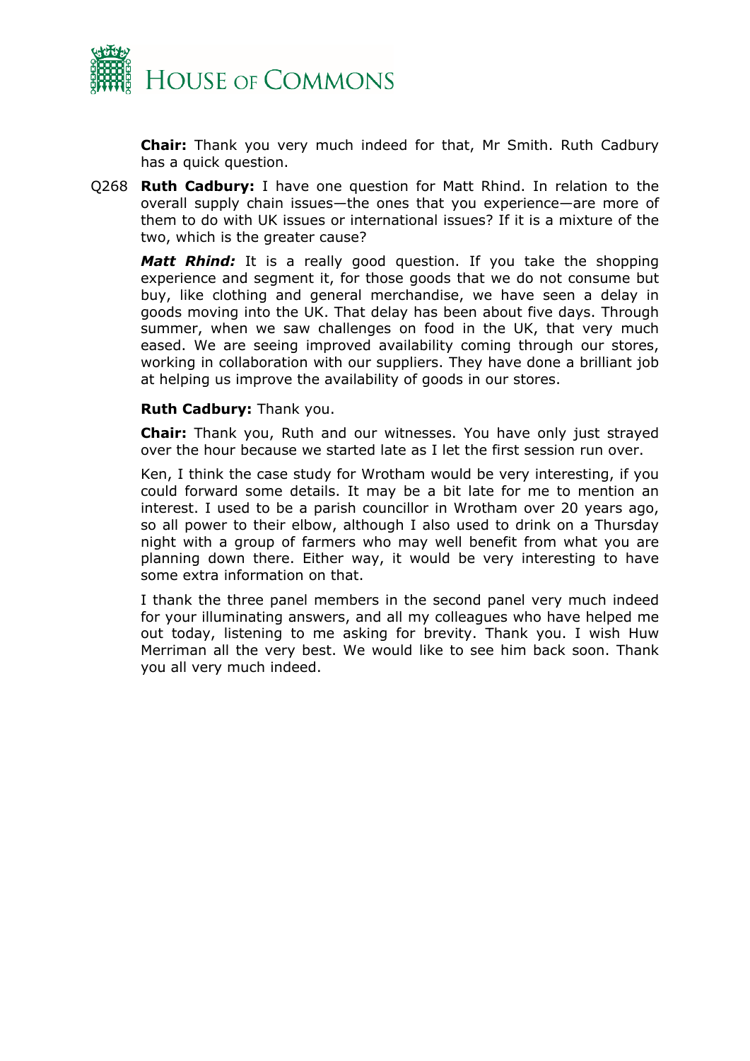**Chair:** Thank you very much indeed for that, Mr Smith. Ruth Cadbury has a quick question.

Q268 **Ruth Cadbury:** I have one question for Matt Rhind. In relation to the overall supply chain issues—the ones that you experience—are more of them to do with UK issues or international issues? If it is a mixture of the two, which is the greater cause?

***Matt Rhind:*** It is a really good question. If you take the shopping experience and segment it, for those goods that we do not consume but buy, like clothing and general merchandise, we have seen a delay in goods moving into the UK. That delay has been about five days. Through summer, when we saw challenges on food in the UK, that very much eased. We are seeing improved availability coming through our stores, working in collaboration with our suppliers. They have done a brilliant job at helping us improve the availability of goods in our stores.

**Ruth Cadbury:** Thank you.

**Chair:** Thank you, Ruth and our witnesses. You have only just strayed over the hour because we started late as I let the first session run over.

Ken, I think the case study for Wrotham would be very interesting, if you could forward some details. It may be a bit late for me to mention an interest. I used to be a parish councillor in Wrotham over 20 years ago, so all power to their elbow, although I also used to drink on a Thursday night with a group of farmers who may well benefit from what you are planning down there. Either way, it would be very interesting to have some extra information on that.

I thank the three panel members in the second panel very much indeed for your illuminating answers, and all my colleagues who have helped me out today, listening to me asking for brevity. Thank you. I wish Huw Merriman all the very best. We would like to see him back soon. Thank you all very much indeed.